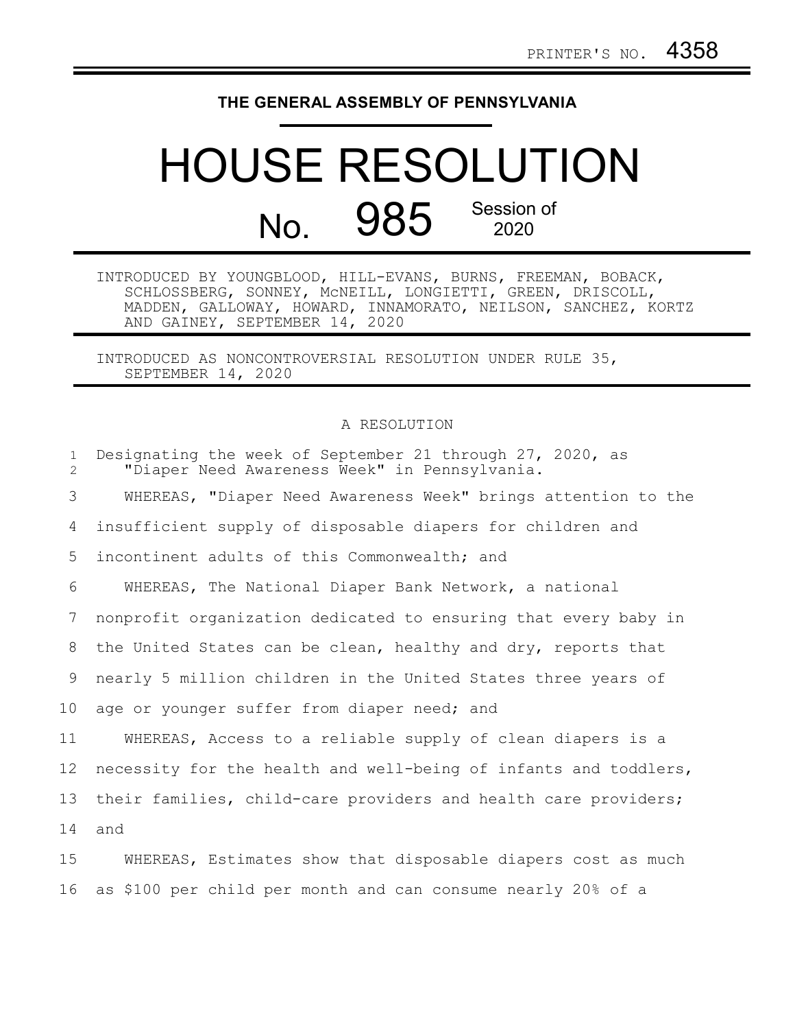PRINTER'S NO. 4358

# THE GENERAL ASSEMBLY OF PENNSYLVANIA

# HOUSE RESOLUTION

## No. 985 Session of 2020

INTRODUCED BY YOUNGBLOOD, HILL-EVANS, BURNS, FREEMAN, BOBACK, SCHLOSSBERG, SONNEY, McNEILL, LONGIETTI, GREEN, DRISCOLL, MADDEN, GALLOWAY, HOWARD, INNAMORATO, NEILSON, SANCHEZ, KORTZ AND GAINEY, SEPTEMBER 14, 2020

INTRODUCED AS NONCONTROVERSIAL RESOLUTION UNDER RULE 35, SEPTEMBER 14, 2020

A RESOLUTION

Designating the week of September 21 through 27, 2020, as "Diaper Need Awareness Week" in Pennsylvania.

WHEREAS, "Diaper Need Awareness Week" brings attention to the insufficient supply of disposable diapers for children and incontinent adults of this Commonwealth; and

WHEREAS, The National Diaper Bank Network, a national nonprofit organization dedicated to ensuring that every baby in the United States can be clean, healthy and dry, reports that nearly 5 million children in the United States three years of age or younger suffer from diaper need; and

WHEREAS, Access to a reliable supply of clean diapers is a necessity for the health and well-being of infants and toddlers, their families, child-care providers and health care providers; and

WHEREAS, Estimates show that disposable diapers cost as much as $100 per child per month and can consume nearly 20% of a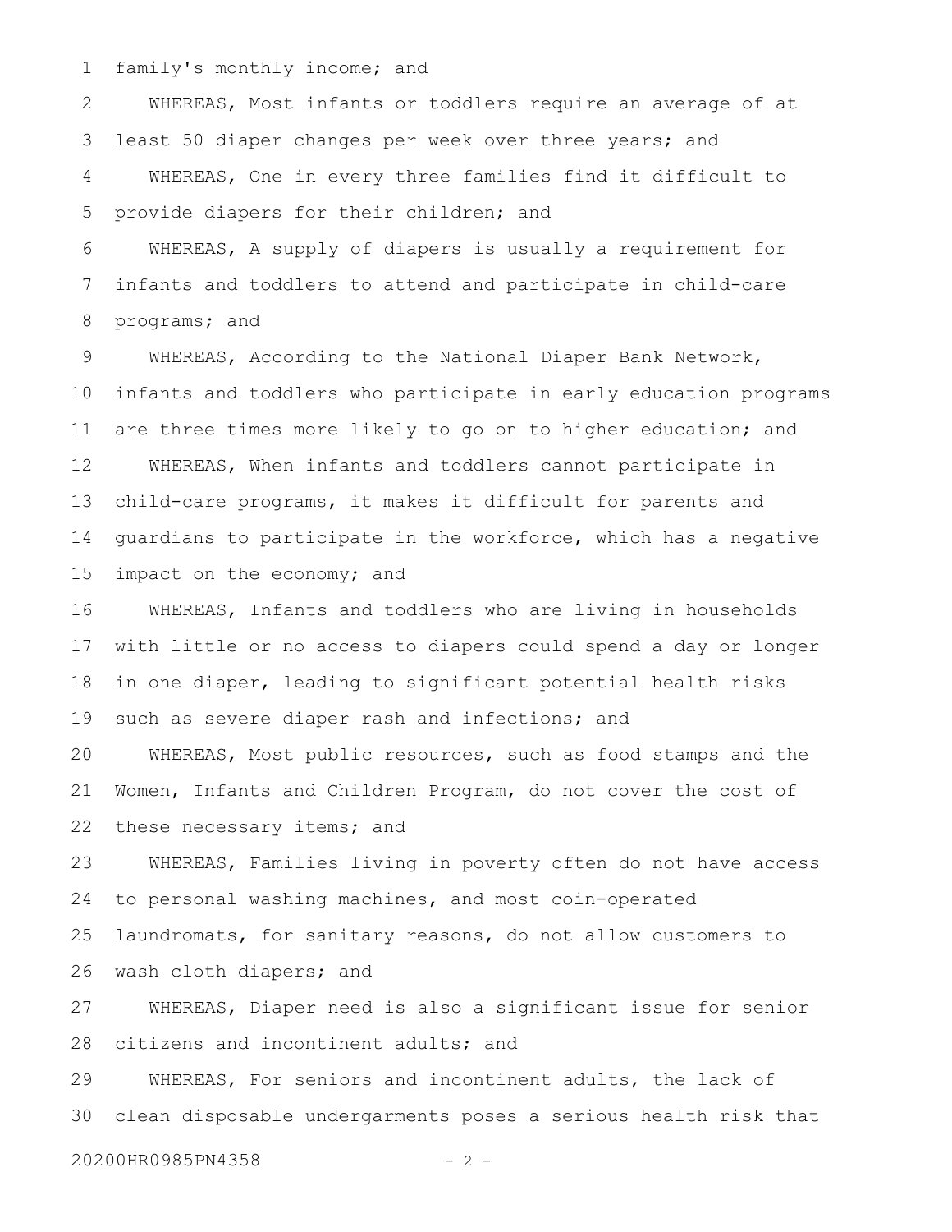family's monthly income; and

WHEREAS, Most infants or toddlers require an average of at least 50 diaper changes per week over three years; and

WHEREAS, One in every three families find it difficult to provide diapers for their children; and

WHEREAS, A supply of diapers is usually a requirement for infants and toddlers to attend and participate in child-care programs; and

WHEREAS, According to the National Diaper Bank Network, infants and toddlers who participate in early education programs are three times more likely to go on to higher education; and

WHEREAS, When infants and toddlers cannot participate in child-care programs, it makes it difficult for parents and guardians to participate in the workforce, which has a negative impact on the economy; and

WHEREAS, Infants and toddlers who are living in households with little or no access to diapers could spend a day or longer in one diaper, leading to significant potential health risks such as severe diaper rash and infections; and

WHEREAS, Most public resources, such as food stamps and the Women, Infants and Children Program, do not cover the cost of these necessary items; and

WHEREAS, Families living in poverty often do not have access to personal washing machines, and most coin-operated laundromats, for sanitary reasons, do not allow customers to wash cloth diapers; and

WHEREAS, Diaper need is also a significant issue for senior citizens and incontinent adults; and

WHEREAS, For seniors and incontinent adults, the lack of clean disposable undergarments poses a serious health risk that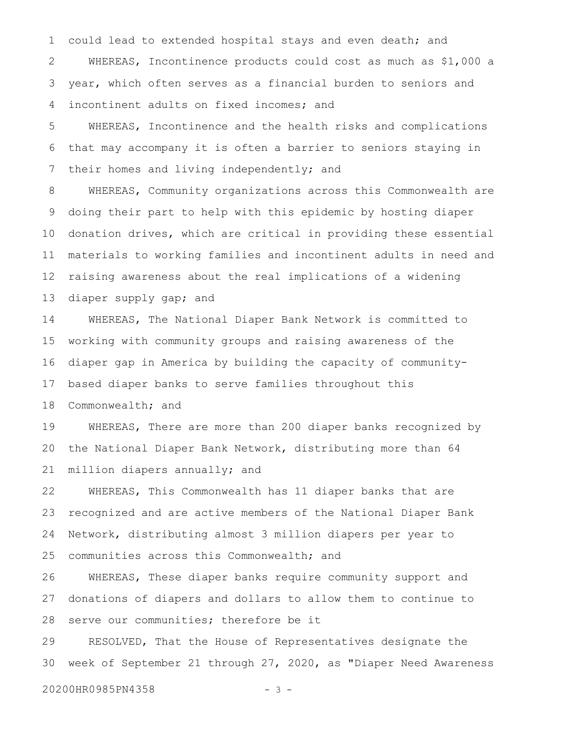could lead to extended hospital stays and even death; and

WHEREAS, Incontinence products could cost as much as $1,000 a year, which often serves as a financial burden to seniors and incontinent adults on fixed incomes; and

WHEREAS, Incontinence and the health risks and complications that may accompany it is often a barrier to seniors staying in their homes and living independently; and

WHEREAS, Community organizations across this Commonwealth are doing their part to help with this epidemic by hosting diaper donation drives, which are critical in providing these essential materials to working families and incontinent adults in need and raising awareness about the real implications of a widening diaper supply gap; and

WHEREAS, The National Diaper Bank Network is committed to working with community groups and raising awareness of the diaper gap in America by building the capacity of community-based diaper banks to serve families throughout this Commonwealth; and

WHEREAS, There are more than 200 diaper banks recognized by the National Diaper Bank Network, distributing more than 64 million diapers annually; and

WHEREAS, This Commonwealth has 11 diaper banks that are recognized and are active members of the National Diaper Bank Network, distributing almost 3 million diapers per year to communities across this Commonwealth; and

WHEREAS, These diaper banks require community support and donations of diapers and dollars to allow them to continue to serve our communities; therefore be it

RESOLVED, That the House of Representatives designate the week of September 21 through 27, 2020, as "Diaper Need Awareness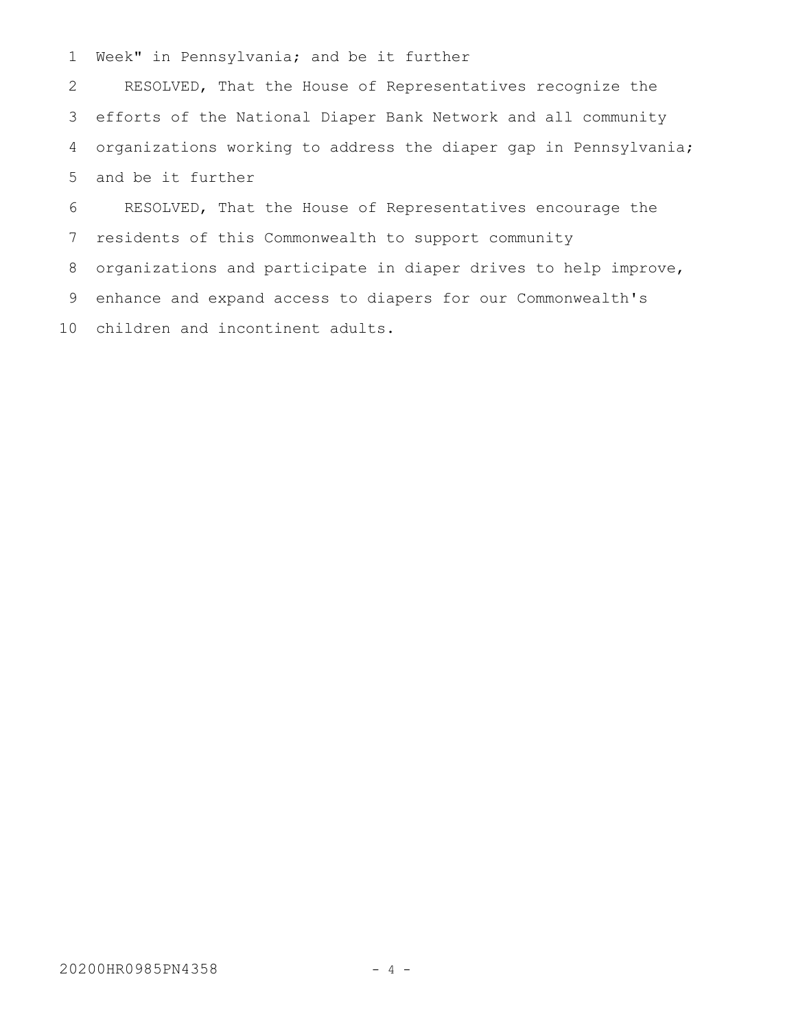Week" in Pennsylvania; and be it further

RESOLVED, That the House of Representatives recognize the efforts of the National Diaper Bank Network and all community organizations working to address the diaper gap in Pennsylvania; and be it further

RESOLVED, That the House of Representatives encourage the residents of this Commonwealth to support community organizations and participate in diaper drives to help improve, enhance and expand access to diapers for our Commonwealth's children and incontinent adults.